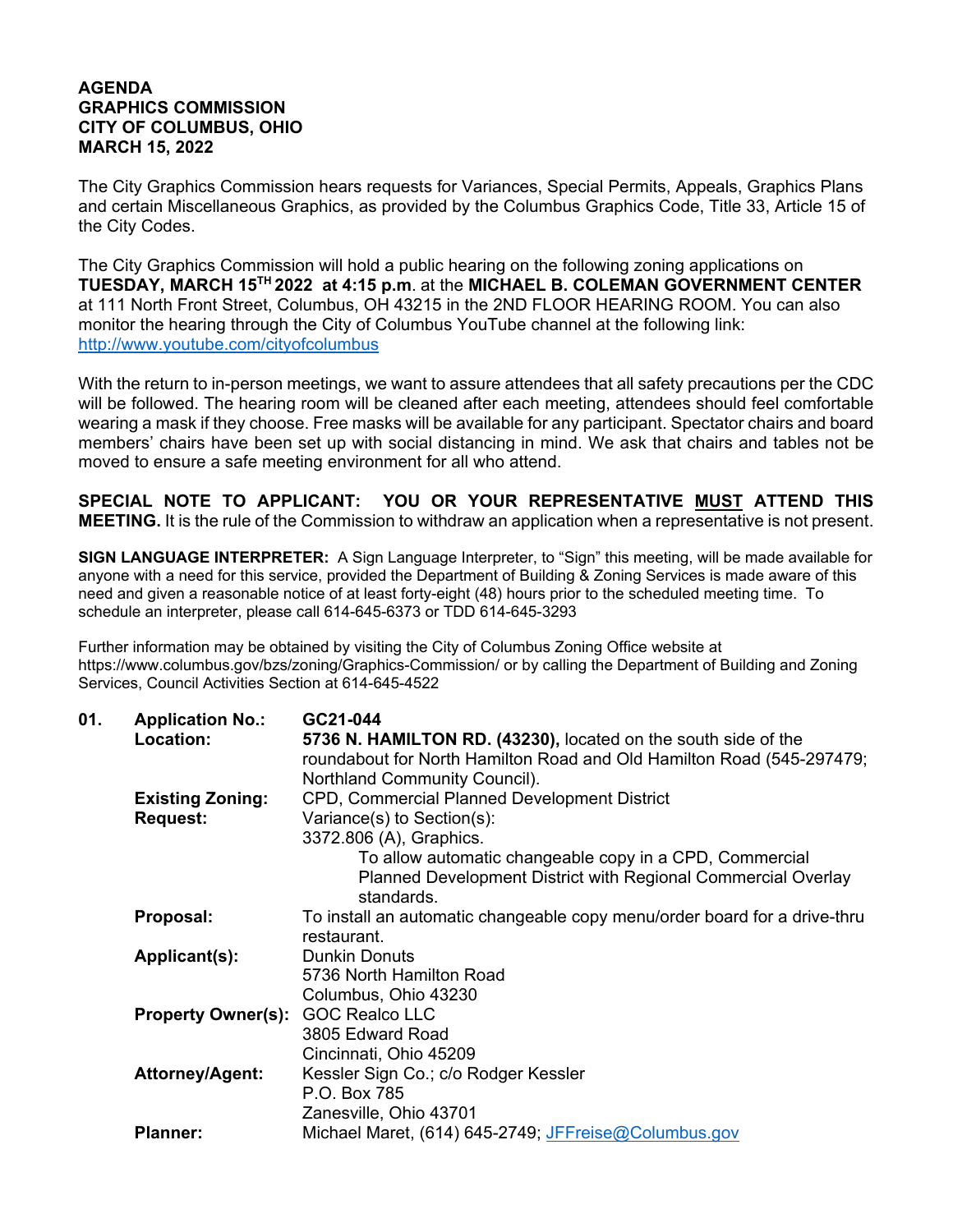**AGENDA**
**GRAPHICS COMMISSION**
**CITY OF COLUMBUS, OHIO**
**MARCH 15, 2022**

The City Graphics Commission hears requests for Variances, Special Permits, Appeals, Graphics Plans and certain Miscellaneous Graphics, as provided by the Columbus Graphics Code, Title 33, Article 15 of the City Codes.

The City Graphics Commission will hold a public hearing on the following zoning applications on **TUESDAY, MARCH 15TH 2022 at 4:15 p.m**. at the **MICHAEL B. COLEMAN GOVERNMENT CENTER** at 111 North Front Street, Columbus, OH 43215 in the 2ND FLOOR HEARING ROOM. You can also monitor the hearing through the City of Columbus YouTube channel at the following link: http://www.youtube.com/cityofcolumbus

With the return to in-person meetings, we want to assure attendees that all safety precautions per the CDC will be followed. The hearing room will be cleaned after each meeting, attendees should feel comfortable wearing a mask if they choose. Free masks will be available for any participant. Spectator chairs and board members' chairs have been set up with social distancing in mind. We ask that chairs and tables not be moved to ensure a safe meeting environment for all who attend.

**SPECIAL NOTE TO APPLICANT: YOU OR YOUR REPRESENTATIVE MUST ATTEND THIS MEETING.** It is the rule of the Commission to withdraw an application when a representative is not present.

**SIGN LANGUAGE INTERPRETER:** A Sign Language Interpreter, to "Sign" this meeting, will be made available for anyone with a need for this service, provided the Department of Building & Zoning Services is made aware of this need and given a reasonable notice of at least forty-eight (48) hours prior to the scheduled meeting time. To schedule an interpreter, please call 614-645-6373 or TDD 614-645-3293

Further information may be obtained by visiting the City of Columbus Zoning Office website at https://www.columbus.gov/bzs/zoning/Graphics-Commission/ or by calling the Department of Building and Zoning Services, Council Activities Section at 614-645-4522

**01. Application No.:** GC21-044

**Location:** **5736 N. HAMILTON RD. (43230),** located on the south side of the roundabout for North Hamilton Road and Old Hamilton Road (545-297479; Northland Community Council).

**Existing Zoning:** CPD, Commercial Planned Development District

**Request:** Variance(s) to Section(s):
3372.806 (A), Graphics.
To allow automatic changeable copy in a CPD, Commercial Planned Development District with Regional Commercial Overlay standards.

**Proposal:** To install an automatic changeable copy menu/order board for a drive-thru restaurant.

**Applicant(s):** Dunkin Donuts
5736 North Hamilton Road
Columbus, Ohio 43230

**Property Owner(s):** GOC Realco LLC
3805 Edward Road
Cincinnati, Ohio 45209

**Attorney/Agent:** Kessler Sign Co.; c/o Rodger Kessler
P.O. Box 785
Zanesville, Ohio 43701

**Planner:** Michael Maret, (614) 645-2749; JFFreise@Columbus.gov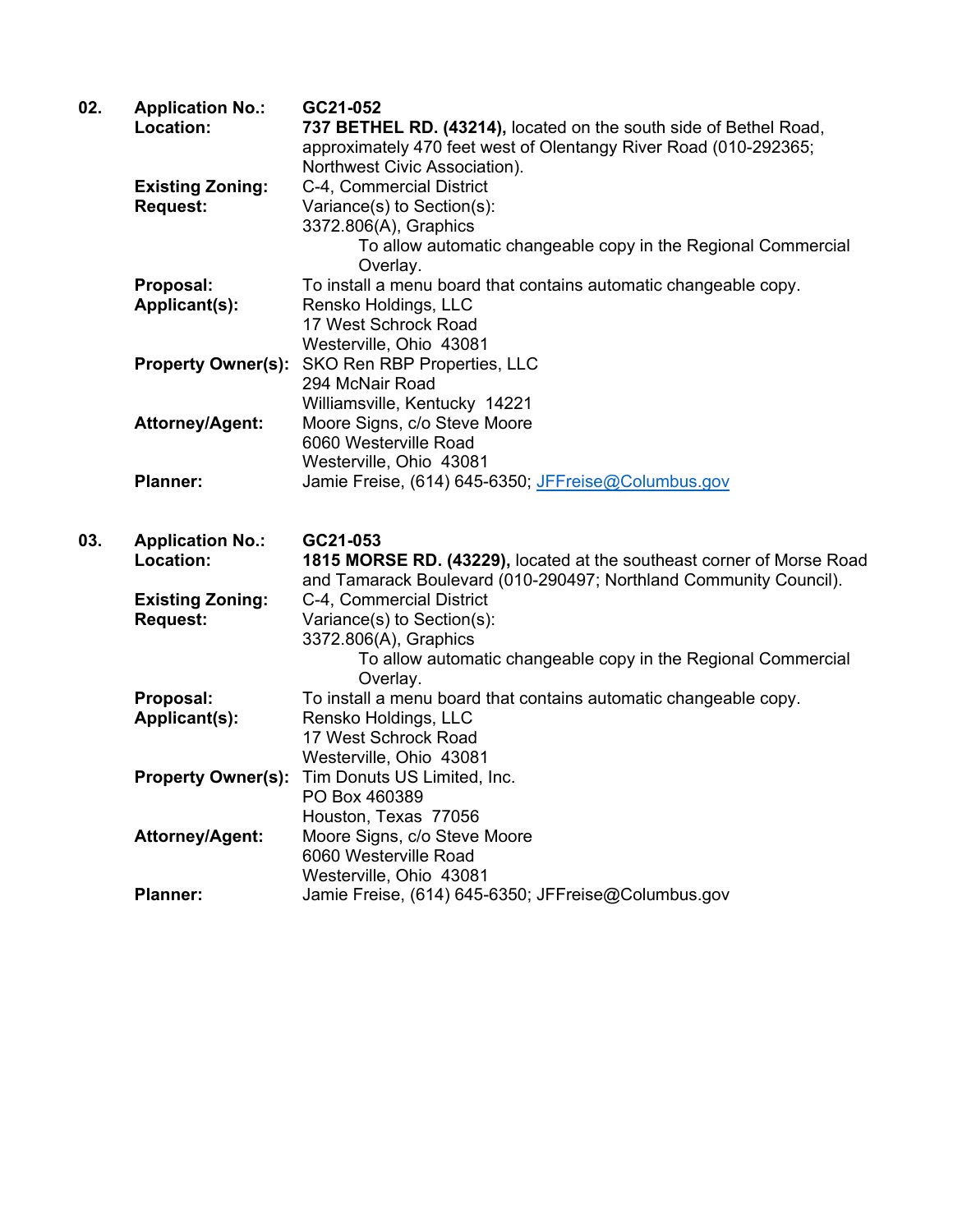**02.** **Application No.:** **GC21-052**

**Location:** **737 BETHEL RD. (43214),** located on the south side of Bethel Road, approximately 470 feet west of Olentangy River Road (010-292365; Northwest Civic Association).

**Existing Zoning:** C-4, Commercial District

**Request:** Variance(s) to Section(s):
3372.806(A), Graphics
To allow automatic changeable copy in the Regional Commercial Overlay.

**Proposal:** To install a menu board that contains automatic changeable copy.

**Applicant(s):** Rensko Holdings, LLC
17 West Schrock Road
Westerville, Ohio 43081

**Property Owner(s):** SKO Ren RBP Properties, LLC
294 McNair Road
Williamsville, Kentucky 14221

**Attorney/Agent:** Moore Signs, c/o Steve Moore
6060 Westerville Road
Westerville, Ohio 43081

**Planner:** Jamie Freise, (614) 645-6350; JFFreise@Columbus.gov

**03.** **Application No.:** **GC21-053**

**Location:** **1815 MORSE RD. (43229),** located at the southeast corner of Morse Road and Tamarack Boulevard (010-290497; Northland Community Council).

**Existing Zoning:** C-4, Commercial District

**Request:** Variance(s) to Section(s):
3372.806(A), Graphics
To allow automatic changeable copy in the Regional Commercial Overlay.

**Proposal:** To install a menu board that contains automatic changeable copy.

**Applicant(s):** Rensko Holdings, LLC
17 West Schrock Road
Westerville, Ohio 43081

**Property Owner(s):** Tim Donuts US Limited, Inc.
PO Box 460389
Houston, Texas 77056

**Attorney/Agent:** Moore Signs, c/o Steve Moore
6060 Westerville Road
Westerville, Ohio 43081

**Planner:** Jamie Freise, (614) 645-6350; JFFreise@Columbus.gov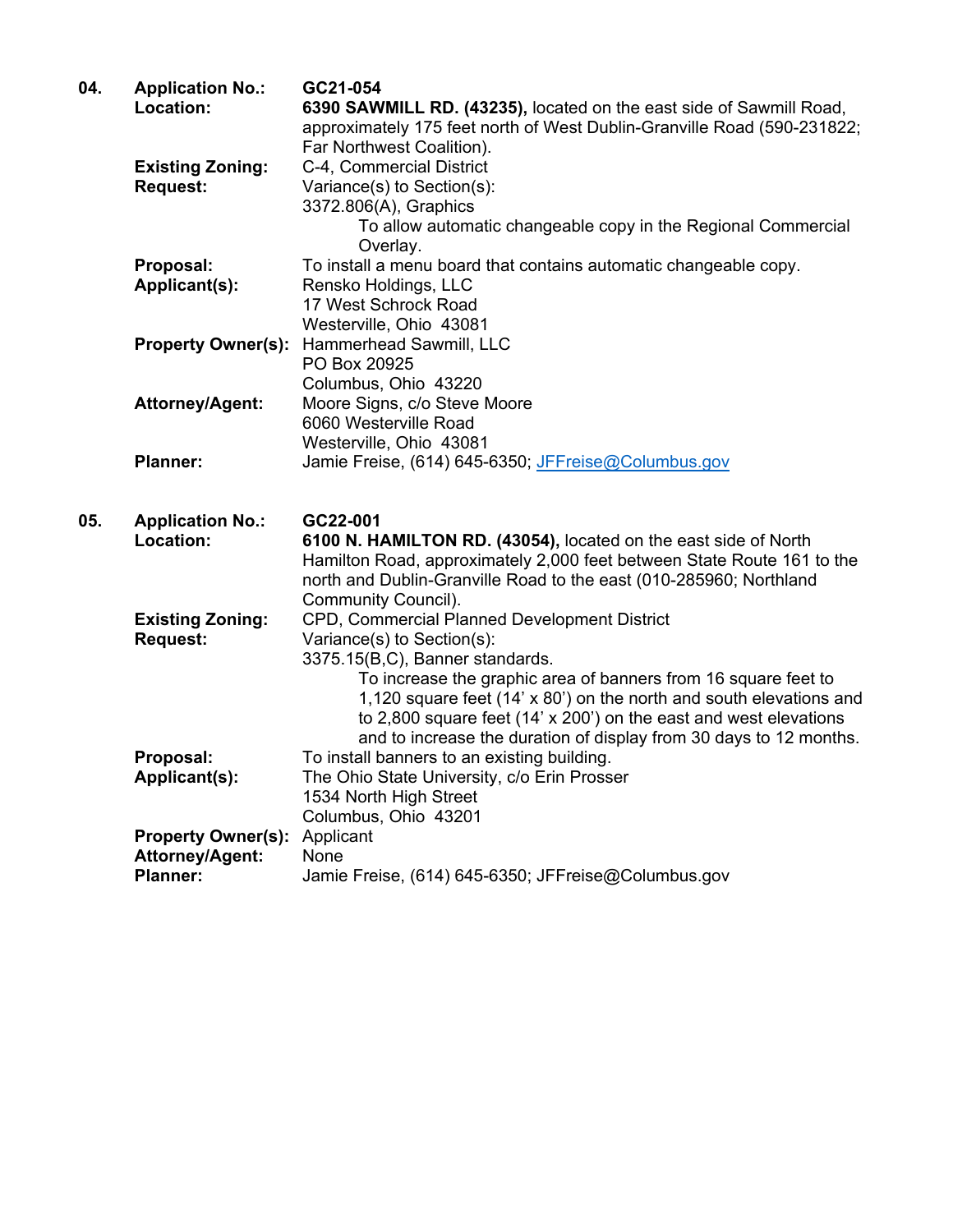**04.** **Application No.:** **GC21-054**

**Location:** **6390 SAWMILL RD. (43235),** located on the east side of Sawmill Road, approximately 175 feet north of West Dublin-Granville Road (590-231822; Far Northwest Coalition).

**Existing Zoning:** C-4, Commercial District

**Request:** Variance(s) to Section(s):
3372.806(A), Graphics
To allow automatic changeable copy in the Regional Commercial Overlay.

**Proposal:** To install a menu board that contains automatic changeable copy.

**Applicant(s):** Rensko Holdings, LLC
17 West Schrock Road
Westerville, Ohio 43081

**Property Owner(s):** Hammerhead Sawmill, LLC
PO Box 20925
Columbus, Ohio 43220

**Attorney/Agent:** Moore Signs, c/o Steve Moore
6060 Westerville Road
Westerville, Ohio 43081

**Planner:** Jamie Freise, (614) 645-6350; JFFreise@Columbus.gov

**05.** **Application No.:** **GC22-001**

**Location:** **6100 N. HAMILTON RD. (43054),** located on the east side of North Hamilton Road, approximately 2,000 feet between State Route 161 to the north and Dublin-Granville Road to the east (010-285960; Northland Community Council).

**Existing Zoning:** CPD, Commercial Planned Development District

**Request:** Variance(s) to Section(s):
3375.15(B,C), Banner standards.
To increase the graphic area of banners from 16 square feet to 1,120 square feet (14' x 80') on the north and south elevations and to 2,800 square feet (14' x 200') on the east and west elevations and to increase the duration of display from 30 days to 12 months.

**Proposal:** To install banners to an existing building.

**Applicant(s):** The Ohio State University, c/o Erin Prosser
1534 North High Street
Columbus, Ohio 43201

**Property Owner(s):** Applicant

**Attorney/Agent:** None

**Planner:** Jamie Freise, (614) 645-6350; JFFreise@Columbus.gov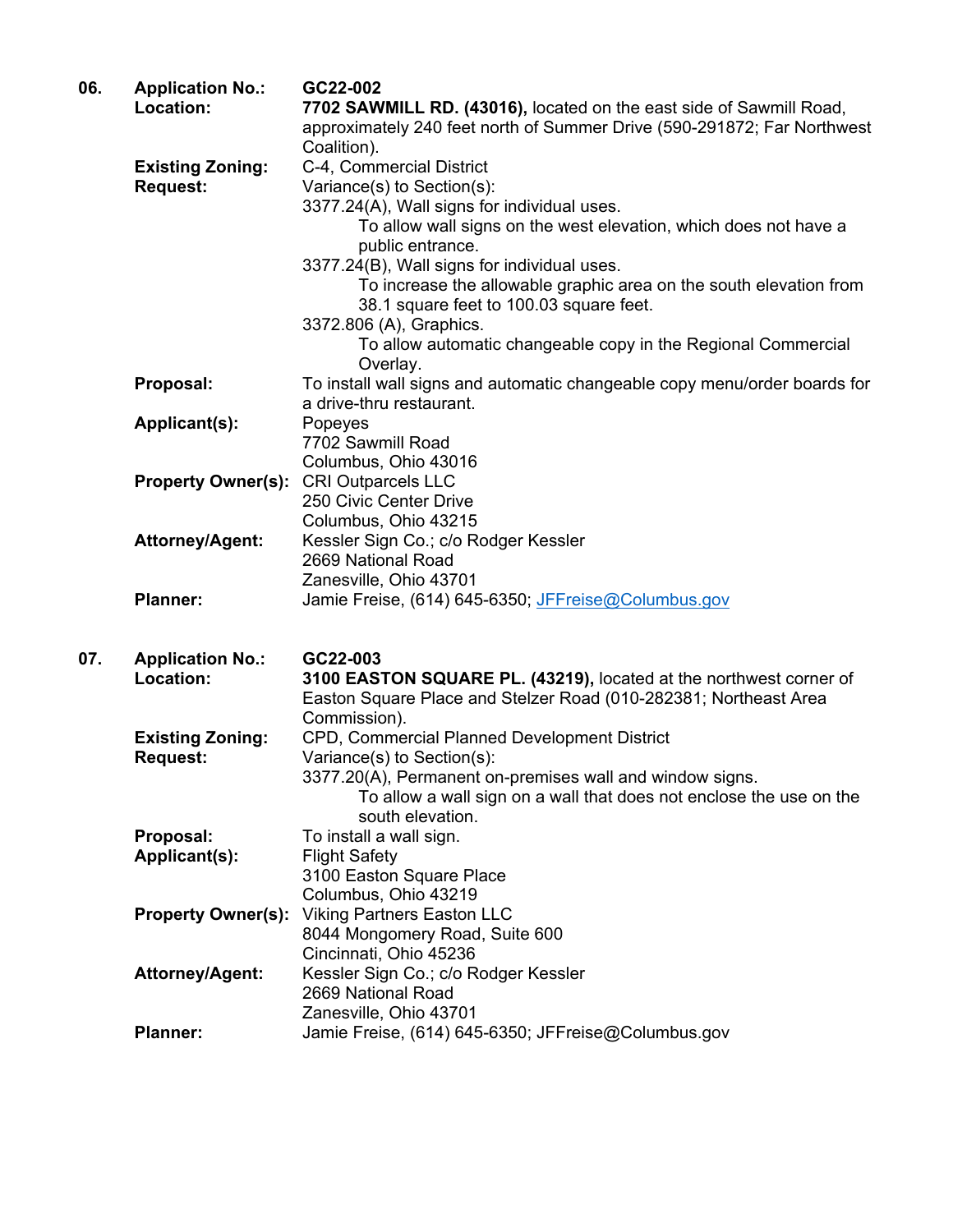**06.** **Application No.:** **GC22-002**

**Location:** **7702 SAWMILL RD. (43016),** located on the east side of Sawmill Road, approximately 240 feet north of Summer Drive (590-291872; Far Northwest Coalition).

**Existing Zoning:** C-4, Commercial District

**Request:** Variance(s) to Section(s):

3377.24(A), Wall signs for individual uses.

> To allow wall signs on the west elevation, which does not have a public entrance.

3377.24(B), Wall signs for individual uses.

> To increase the allowable graphic area on the south elevation from 38.1 square feet to 100.03 square feet.

3372.806 (A), Graphics.

> To allow automatic changeable copy in the Regional Commercial Overlay.

**Proposal:** To install wall signs and automatic changeable copy menu/order boards for a drive-thru restaurant.

**Applicant(s):** Popeyes
7702 Sawmill Road
Columbus, Ohio 43016

**Property Owner(s):** CRI Outparcels LLC
250 Civic Center Drive
Columbus, Ohio 43215

**Attorney/Agent:** Kessler Sign Co.; c/o Rodger Kessler
2669 National Road
Zanesville, Ohio 43701

**Planner:** Jamie Freise, (614) 645-6350; JFFreise@Columbus.gov

**07.** **Application No.:** **GC22-003**

**Location:** **3100 EASTON SQUARE PL. (43219),** located at the northwest corner of Easton Square Place and Stelzer Road (010-282381; Northeast Area Commission).

**Existing Zoning:** CPD, Commercial Planned Development District

**Request:** Variance(s) to Section(s):

3377.20(A), Permanent on-premises wall and window signs.

> To allow a wall sign on a wall that does not enclose the use on the south elevation.

**Proposal:** To install a wall sign.

**Applicant(s):** Flight Safety
3100 Easton Square Place
Columbus, Ohio 43219

**Property Owner(s):** Viking Partners Easton LLC
8044 Mongomery Road, Suite 600
Cincinnati, Ohio 45236

**Attorney/Agent:** Kessler Sign Co.; c/o Rodger Kessler
2669 National Road
Zanesville, Ohio 43701

**Planner:** Jamie Freise, (614) 645-6350; JFFreise@Columbus.gov